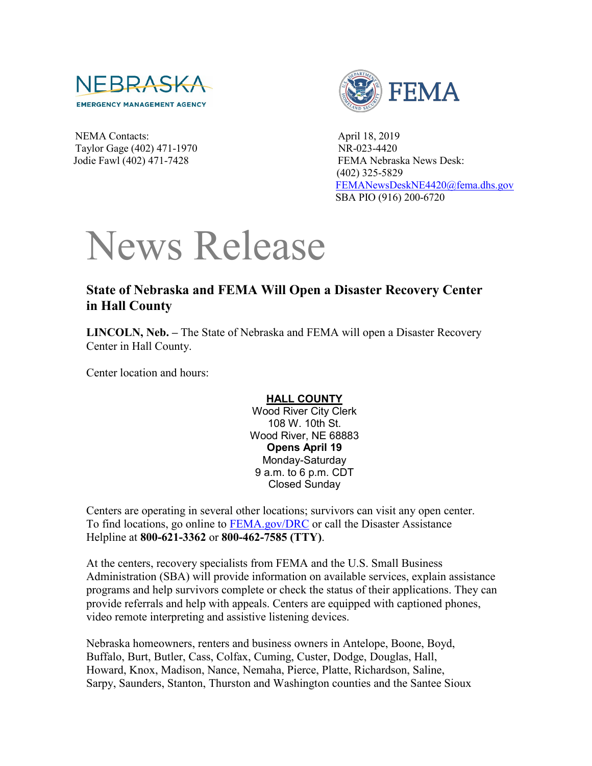NEBRASKA
EMERGENCY MANAGEMENT AGENCY

FEMA

NEMA Contacts:
Taylor Gage (402) 471-1970
Jodie Fawl (402) 471-7428

April 18, 2019
NR-023-4420
FEMA Nebraska News Desk:
(402) 325-5829
FEMANewsDeskNE4420@fema.dhs.gov
SBA PIO (916) 200-6720

# News Release

## State of Nebraska and FEMA Will Open a Disaster Recovery Center in Hall County

**LINCOLN, Neb. –** The State of Nebraska and FEMA will open a Disaster Recovery Center in Hall County.

Center location and hours:

**HALL COUNTY**
Wood River City Clerk
108 W. 10th St.
Wood River, NE 68883
**Opens April 19**
Monday-Saturday
9 a.m. to 6 p.m. CDT
Closed Sunday

Centers are operating in several other locations; survivors can visit any open center. To find locations, go online to FEMA.gov/DRC or call the Disaster Assistance Helpline at **800-621-3362** or **800-462-7585 (TTY)**.

At the centers, recovery specialists from FEMA and the U.S. Small Business Administration (SBA) will provide information on available services, explain assistance programs and help survivors complete or check the status of their applications. They can provide referrals and help with appeals. Centers are equipped with captioned phones, video remote interpreting and assistive listening devices.

Nebraska homeowners, renters and business owners in Antelope, Boone, Boyd, Buffalo, Burt, Butler, Cass, Colfax, Cuming, Custer, Dodge, Douglas, Hall, Howard, Knox, Madison, Nance, Nemaha, Pierce, Platte, Richardson, Saline, Sarpy, Saunders, Stanton, Thurston and Washington counties and the Santee Sioux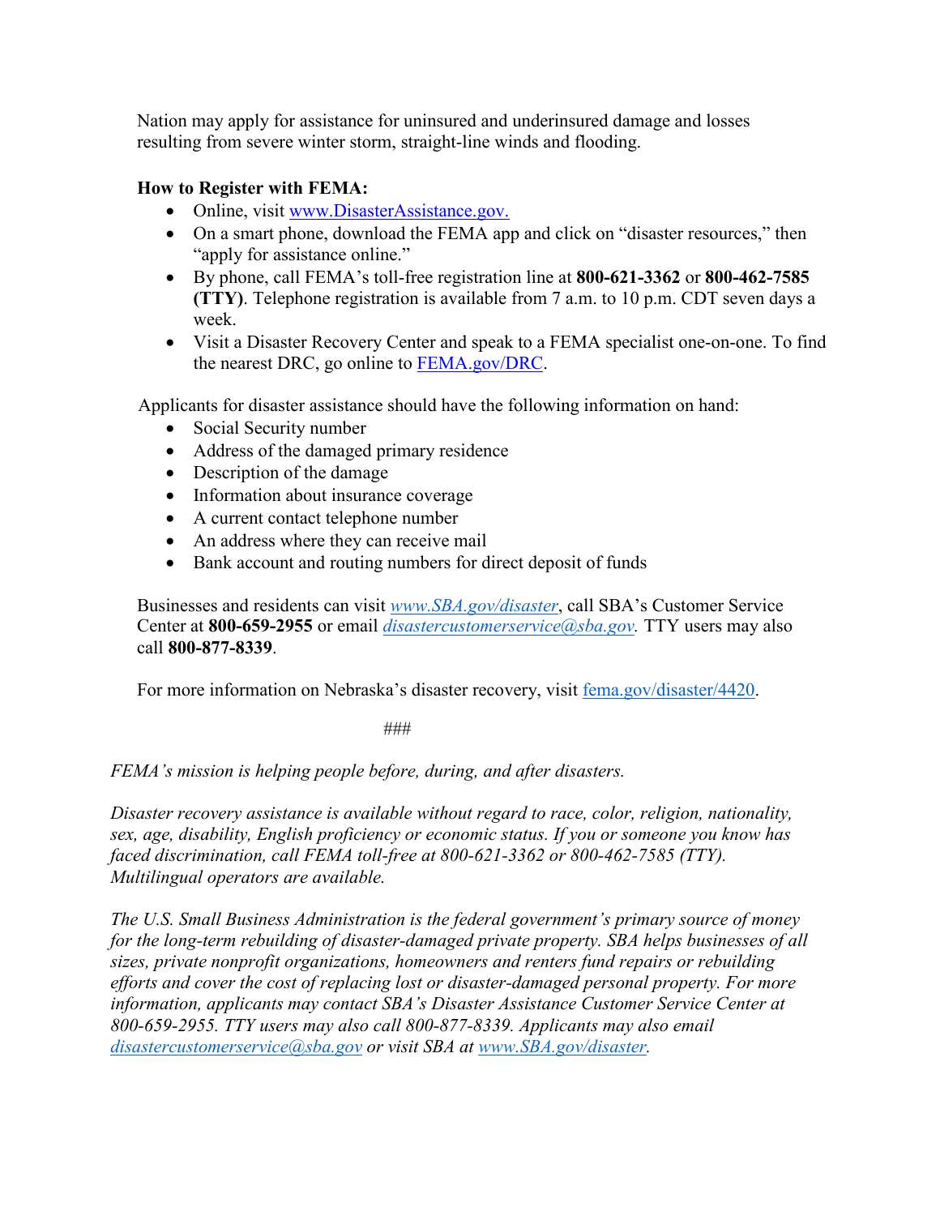Nation may apply for assistance for uninsured and underinsured damage and losses resulting from severe winter storm, straight-line winds and flooding.

**How to Register with FEMA:**

- Online, visit www.DisasterAssistance.gov.
- On a smart phone, download the FEMA app and click on "disaster resources," then "apply for assistance online."
- By phone, call FEMA's toll-free registration line at **800-621-3362** or **800-462-7585 (TTY)**. Telephone registration is available from 7 a.m. to 10 p.m. CDT seven days a week.
- Visit a Disaster Recovery Center and speak to a FEMA specialist one-on-one. To find the nearest DRC, go online to FEMA.gov/DRC.

Applicants for disaster assistance should have the following information on hand:

- Social Security number
- Address of the damaged primary residence
- Description of the damage
- Information about insurance coverage
- A current contact telephone number
- An address where they can receive mail
- Bank account and routing numbers for direct deposit of funds

Businesses and residents can visit *www.SBA.gov/disaster*, call SBA's Customer Service Center at **800-659-2955** or email *disastercustomerservice@sba.gov.* TTY users may also call **800-877-8339**.

For more information on Nebraska's disaster recovery, visit fema.gov/disaster/4420.

###

*FEMA's mission is helping people before, during, and after disasters.*

*Disaster recovery assistance is available without regard to race, color, religion, nationality, sex, age, disability, English proficiency or economic status. If you or someone you know has faced discrimination, call FEMA toll-free at 800-621-3362 or 800-462-7585 (TTY). Multilingual operators are available.*

*The U.S. Small Business Administration is the federal government's primary source of money for the long-term rebuilding of disaster-damaged private property. SBA helps businesses of all sizes, private nonprofit organizations, homeowners and renters fund repairs or rebuilding efforts and cover the cost of replacing lost or disaster-damaged personal property. For more information, applicants may contact SBA's Disaster Assistance Customer Service Center at 800-659-2955. TTY users may also call 800-877-8339. Applicants may also email disastercustomerservice@sba.gov or visit SBA at www.SBA.gov/disaster.*